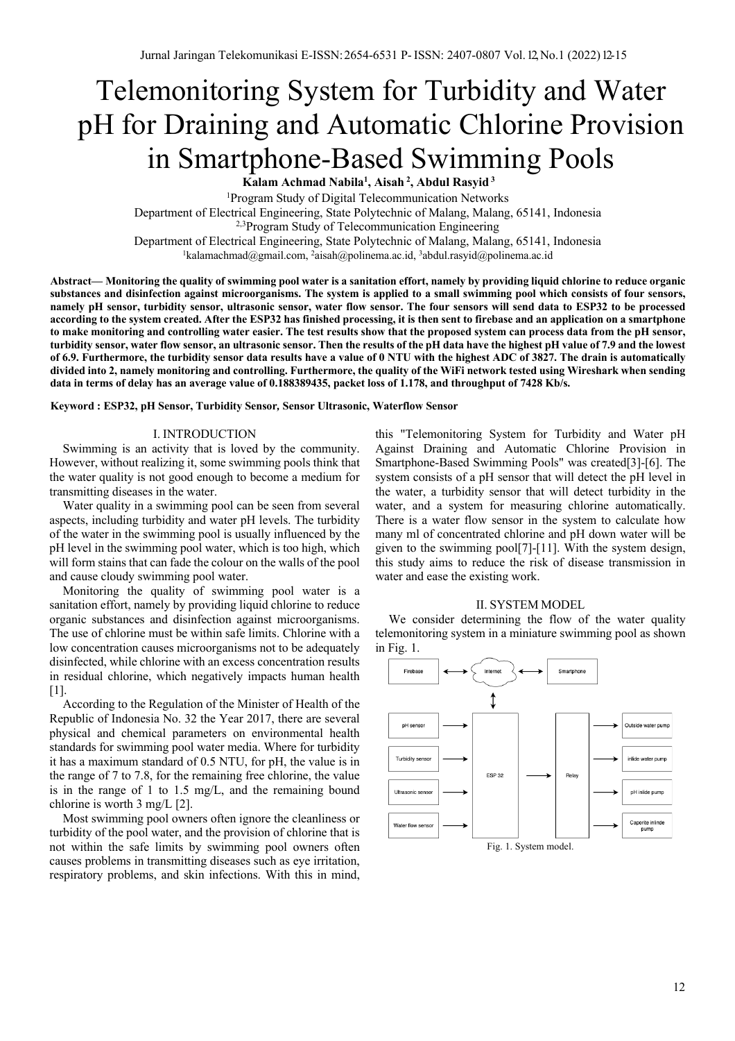# Telemonitoring System for Turbidity and Water pH for Draining and Automatic Chlorine Provision in Smartphone-Based Swimming Pools

**Kalam Achmad Nabila[1], Aisah [2], Abdul Rasyid [3]**

[1]Program Study of Digital Telecommunication Networks
Department of Electrical Engineering, State Polytechnic of Malang, Malang, 65141, Indonesia
[2,3]Program Study of Telecommunication Engineering
Department of Electrical Engineering, State Polytechnic of Malang, Malang, 65141, Indonesia
[1]kalamachmad@gmail.com, [2]aisah@polinema.ac.id, [3]abdul.rasyid@polinema.ac.id

**Abstract— Monitoring the quality of swimming pool water is a sanitation effort, namely by providing liquid chlorine to reduce organic substances and disinfection against microorganisms. The system is applied to a small swimming pool which consists of four sensors, namely pH sensor, turbidity sensor, ultrasonic sensor, water flow sensor. The four sensors will send data to ESP32 to be processed according to the system created. After the ESP32 has finished processing, it is then sent to firebase and an application on a smartphone to make monitoring and controlling water easier. The test results show that the proposed system can process data from the pH sensor, turbidity sensor, water flow sensor, an ultrasonic sensor. Then the results of the pH data have the highest pH value of 7.9 and the lowest of 6.9. Furthermore, the turbidity sensor data results have a value of 0 NTU with the highest ADC of 3827. The drain is automatically divided into 2, namely monitoring and controlling. Furthermore, the quality of the WiFi network tested using Wireshark when sending data in terms of delay has an average value of 0.188389435, packet loss of 1.178, and throughput of 7428 Kb/s.**

**Keyword : ESP32, pH Sensor, Turbidity Sensor, Sensor Ultrasonic, Waterflow Sensor**

## I. INTRODUCTION

Swimming is an activity that is loved by the community. However, without realizing it, some swimming pools think that the water quality is not good enough to become a medium for transmitting diseases in the water.

Water quality in a swimming pool can be seen from several aspects, including turbidity and water pH levels. The turbidity of the water in the swimming pool is usually influenced by the pH level in the swimming pool water, which is too high, which will form stains that can fade the colour on the walls of the pool and cause cloudy swimming pool water.

Monitoring the quality of swimming pool water is a sanitation effort, namely by providing liquid chlorine to reduce organic substances and disinfection against microorganisms. The use of chlorine must be within safe limits. Chlorine with a low concentration causes microorganisms not to be adequately disinfected, while chlorine with an excess concentration results in residual chlorine, which negatively impacts human health [1].

According to the Regulation of the Minister of Health of the Republic of Indonesia No. 32 the Year 2017, there are several physical and chemical parameters on environmental health standards for swimming pool water media. Where for turbidity it has a maximum standard of 0.5 NTU, for pH, the value is in the range of 7 to 7.8, for the remaining free chlorine, the value is in the range of 1 to 1.5 mg/L, and the remaining bound chlorine is worth 3 mg/L [2].

Most swimming pool owners often ignore the cleanliness or turbidity of the pool water, and the provision of chlorine that is not within the safe limits by swimming pool owners often causes problems in transmitting diseases such as eye irritation, respiratory problems, and skin infections. With this in mind, this "Telemonitoring System for Turbidity and Water pH Against Draining and Automatic Chlorine Provision in Smartphone-Based Swimming Pools" was created[3]-[6]. The system consists of a pH sensor that will detect the pH level in the water, a turbidity sensor that will detect turbidity in the water, and a system for measuring chlorine automatically. There is a water flow sensor in the system to calculate how many ml of concentrated chlorine and pH down water will be given to the swimming pool[7]-[11]. With the system design, this study aims to reduce the risk of disease transmission in water and ease the existing work.

## II. SYSTEM MODEL

We consider determining the flow of the water quality telemonitoring system in a miniature swimming pool as shown in Fig. 1.

Fig. 1. System model.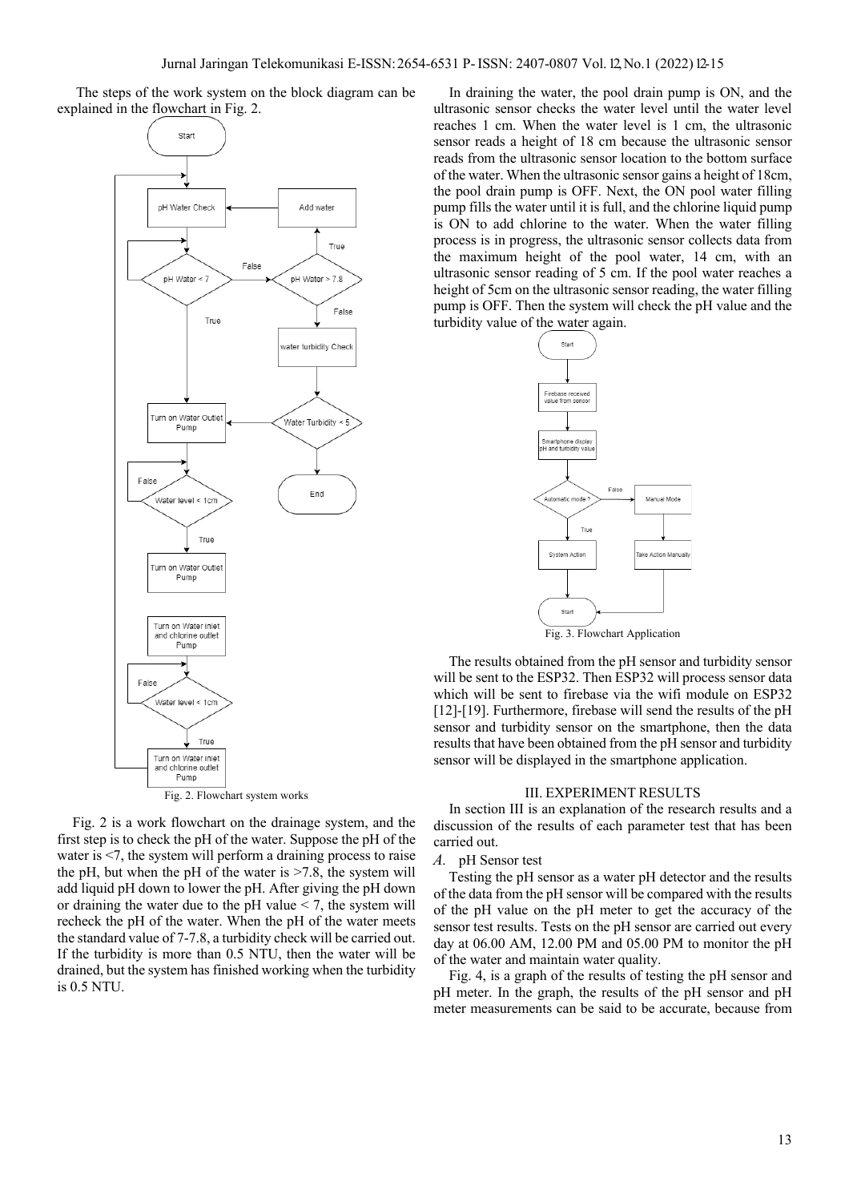The steps of the work system on the block diagram can be explained in the flowchart in Fig. 2.

Fig. 2. Flowchart system works

Fig. 2 is a work flowchart on the drainage system, and the first step is to check the pH of the water. Suppose the pH of the water is <7, the system will perform a draining process to raise the pH, but when the pH of the water is >7.8, the system will add liquid pH down to lower the pH. After giving the pH down or draining the water due to the pH value < 7, the system will recheck the pH of the water. When the pH of the water meets the standard value of 7-7.8, a turbidity check will be carried out. If the turbidity is more than 0.5 NTU, then the water will be drained, but the system has finished working when the turbidity is 0.5 NTU.

In draining the water, the pool drain pump is ON, and the ultrasonic sensor checks the water level until the water level reaches 1 cm. When the water level is 1 cm, the ultrasonic sensor reads a height of 18 cm because the ultrasonic sensor reads from the ultrasonic sensor location to the bottom surface of the water. When the ultrasonic sensor gains a height of 18cm, the pool drain pump is OFF. Next, the ON pool water filling pump fills the water until it is full, and the chlorine liquid pump is ON to add chlorine to the water. When the water filling process is in progress, the ultrasonic sensor collects data from the maximum height of the pool water, 14 cm, with an ultrasonic sensor reading of 5 cm. If the pool water reaches a height of 5cm on the ultrasonic sensor reading, the water filling pump is OFF. Then the system will check the pH value and the turbidity value of the water again.

Fig. 3. Flowchart Application

The results obtained from the pH sensor and turbidity sensor will be sent to the ESP32. Then ESP32 will process sensor data which will be sent to firebase via the wifi module on ESP32 [12]-[19]. Furthermore, firebase will send the results of the pH sensor and turbidity sensor on the smartphone, then the data results that have been obtained from the pH sensor and turbidity sensor will be displayed in the smartphone application.

## III. EXPERIMENT RESULTS

In section III is an explanation of the research results and a discussion of the results of each parameter test that has been carried out.

### *A.* pH Sensor test

Testing the pH sensor as a water pH detector and the results of the data from the pH sensor will be compared with the results of the pH value on the pH meter to get the accuracy of the sensor test results. Tests on the pH sensor are carried out every day at 06.00 AM, 12.00 PM and 05.00 PM to monitor the pH of the water and maintain water quality.

Fig. 4, is a graph of the results of testing the pH sensor and pH meter. In the graph, the results of the pH sensor and pH meter measurements can be said to be accurate, because from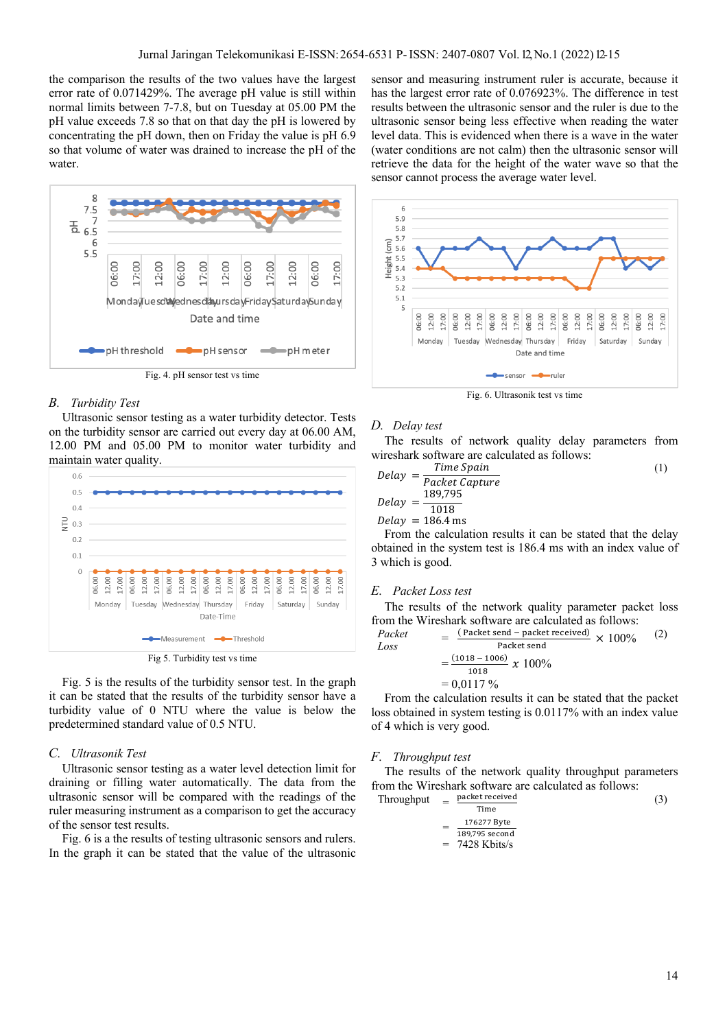the comparison the results of the two values have the largest error rate of 0.071429%. The average pH value is still within normal limits between 7-7.8, but on Tuesday at 05.00 PM the pH value exceeds 7.8 so that on that day the pH is lowered by concentrating the pH down, then on Friday the value is pH 6.9 so that volume of water was drained to increase the pH of the water.

Fig. 4. pH sensor test vs time

### B. Turbidity Test

Ultrasonic sensor testing as a water turbidity detector. Tests on the turbidity sensor are carried out every day at 06.00 AM, 12.00 PM and 05.00 PM to monitor water turbidity and maintain water quality.

Fig 5. Turbidity test vs time

Fig. 5 is the results of the turbidity sensor test. In the graph it can be stated that the results of the turbidity sensor have a turbidity value of 0 NTU where the value is below the predetermined standard value of 0.5 NTU.

### C. Ultrasonik Test

Ultrasonic sensor testing as a water level detection limit for draining or filling water automatically. The data from the ultrasonic sensor will be compared with the readings of the ruler measuring instrument as a comparison to get the accuracy of the sensor test results.

Fig. 6 is a the results of testing ultrasonic sensors and rulers. In the graph it can be stated that the value of the ultrasonic sensor and measuring instrument ruler is accurate, because it has the largest error rate of 0.076923%. The difference in test results between the ultrasonic sensor and the ruler is due to the ultrasonic sensor being less effective when reading the water level data. This is evidenced when there is a wave in the water (water conditions are not calm) then the ultrasonic sensor will retrieve the data for the height of the water wave so that the sensor cannot process the average water level.

Fig. 6. Ultrasonik test vs time

### D. Delay test

The results of network quality delay parameters from wireshark software are calculated as follows:

$$Delay = \frac{Time\ Spain}{Packet\ Capture} \quad (1)$$

$$Delay = \frac{189{,}795}{1018}$$

$$Delay = 186.4\ \text{ms}$$

From the calculation results it can be stated that the delay obtained in the system test is 186.4 ms with an index value of 3 which is good.

### E. Packet Loss test

The results of the network quality parameter packet loss from the Wireshark software are calculated as follows:

$$Packet\ Loss = \frac{(\text{Packet send} - \text{packet received})}{\text{Packet send}} \times 100\% \quad (2)$$

$$= \frac{(1018 - 1006)}{1018}\ x\ 100\%$$

$$= 0{,}0117\ \%$$

From the calculation results it can be stated that the packet loss obtained in system testing is 0.0117% with an index value of 4 which is very good.

### F. Throughput test

The results of the network quality throughput parameters from the Wireshark software are calculated as follows:

$$\text{Throughput} = \frac{\text{packet received}}{\text{Time}} \quad (3)$$

$$= \frac{176277\ \text{Byte}}{189{,}795\ \text{second}}$$

$$= 7428\ \text{Kbits/s}$$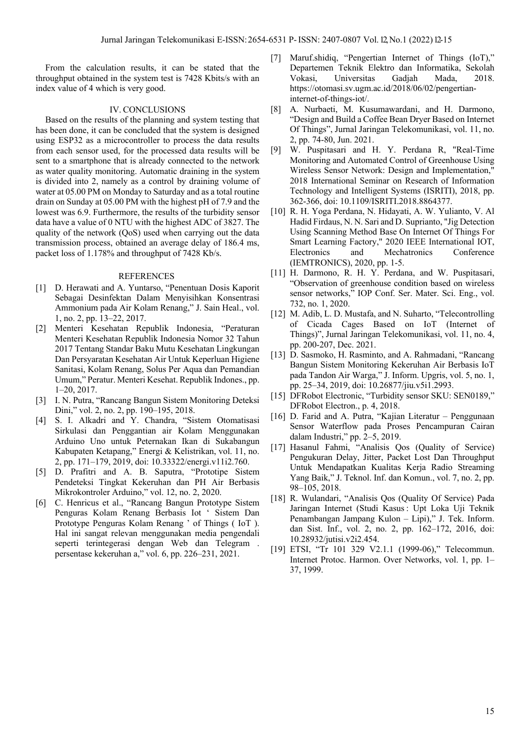From the calculation results, it can be stated that the throughput obtained in the system test is 7428 Kbits/s with an index value of 4 which is very good.

## IV. CONCLUSIONS

Based on the results of the planning and system testing that has been done, it can be concluded that the system is designed using ESP32 as a microcontroller to process the data results from each sensor used, for the processed data results will be sent to a smartphone that is already connected to the network as water quality monitoring. Automatic draining in the system is divided into 2, namely as a control by draining volume of water at 05.00 PM on Monday to Saturday and as a total routine drain on Sunday at 05.00 PM with the highest pH of 7.9 and the lowest was 6.9. Furthermore, the results of the turbidity sensor data have a value of 0 NTU with the highest ADC of 3827. The quality of the network (QoS) used when carrying out the data transmission process, obtained an average delay of 186.4 ms, packet loss of 1.178% and throughput of 7428 Kb/s.

## REFERENCES

[1] D. Herawati and A. Yuntarso, “Penentuan Dosis Kaporit Sebagai Desinfektan Dalam Menyisihkan Konsentrasi Ammonium pada Air Kolam Renang,” J. Sain Heal., vol. 1, no. 2, pp. 13–22, 2017.

[2] Menteri Kesehatan Republik Indonesia, “Peraturan Menteri Kesehatan Republik Indonesia Nomor 32 Tahun 2017 Tentang Standar Baku Mutu Kesehatan Lingkungan Dan Persyaratan Kesehatan Air Untuk Keperluan Higiene Sanitasi, Kolam Renang, Solus Per Aqua dan Pemandian Umum,” Peratur. Menteri Kesehat. Republik Indones., pp. 1–20, 2017.

[3] I. N. Putra, “Rancang Bangun Sistem Monitoring Deteksi Dini,” vol. 2, no. 2, pp. 190–195, 2018.

[4] S. I. Alkadri and Y. Chandra, “Sistem Otomatisasi Sirkulasi dan Penggantian air Kolam Menggunakan Arduino Uno untuk Peternakan Ikan di Sukabangun Kabupaten Ketapang,” Energi & Kelistrikan, vol. 11, no. 2, pp. 171–179, 2019, doi: 10.33322/energi.v11i2.760.

[5] D. Prafitri and A. B. Saputra, “Prototipe Sistem Pendeteksi Tingkat Kekeruhan dan PH Air Berbasis Mikrokontroler Arduino,” vol. 12, no. 2, 2020.

[6] C. Henricus et al., “Rancang Bangun Prototype Sistem Penguras Kolam Renang Berbasis Iot ‘ Sistem Dan Prototype Penguras Kolam Renang ’ of Things ( IoT ). Hal ini sangat relevan menggunakan media pengendali seperti terintegerasi dengan Web dan Telegram . persentase kekeruhan a,” vol. 6, pp. 226–231, 2021.

[7] Maruf.shidiq, “Pengertian Internet of Things (IoT),” Departemen Teknik Elektro dan Informatika, Sekolah Vokasi, Universitas Gadjah Mada, 2018. https://otomasi.sv.ugm.ac.id/2018/06/02/pengertian-internet-of-things-iot/.

[8] A. Nurbaeti, M. Kusumawardani, and H. Darmono, “Design and Build a Coffee Bean Dryer Based on Internet Of Things”, Jurnal Jaringan Telekomunikasi, vol. 11, no. 2, pp. 74-80, Jun. 2021.

[9] W. Puspitasari and H. Y. Perdana R, "Real-Time Monitoring and Automated Control of Greenhouse Using Wireless Sensor Network: Design and Implementation," 2018 International Seminar on Research of Information Technology and Intelligent Systems (ISRITI), 2018, pp. 362-366, doi: 10.1109/ISRITI.2018.8864377.

[10] R. H. Yoga Perdana, N. Hidayati, A. W. Yulianto, V. Al Hadid Firdaus, N. N. Sari and D. Suprianto, "Jig Detection Using Scanning Method Base On Internet Of Things For Smart Learning Factory," 2020 IEEE International IOT, Electronics and Mechatronics Conference (IEMTRONICS), 2020, pp. 1-5.

[11] H. Darmono, R. H. Y. Perdana, and W. Puspitasari, “Observation of greenhouse condition based on wireless sensor networks,” IOP Conf. Ser. Mater. Sci. Eng., vol. 732, no. 1, 2020.

[12] M. Adib, L. D. Mustafa, and N. Suharto, “Telecontrolling of Cicada Cages Based on IoT (Internet of Things)”, Jurnal Jaringan Telekomunikasi, vol. 11, no. 4, pp. 200-207, Dec. 2021.

[13] D. Sasmoko, H. Rasminto, and A. Rahmadani, “Rancang Bangun Sistem Monitoring Kekeruhan Air Berbasis IoT pada Tandon Air Warga,” J. Inform. Upgris, vol. 5, no. 1, pp. 25–34, 2019, doi: 10.26877/jiu.v5i1.2993.

[15] DFRobot Electronic, “Turbidity sensor SKU: SEN0189,” DFRobot Electron., p. 4, 2018.

[16] D. Farid and A. Putra, “Kajian Literatur – Penggunaan Sensor Waterflow pada Proses Pencampuran Cairan dalam Industri,” pp. 2–5, 2019.

[17] Hasanul Fahmi, “Analisis Qos (Quality of Service) Pengukuran Delay, Jitter, Packet Lost Dan Throughput Untuk Mendapatkan Kualitas Kerja Radio Streaming Yang Baik,” J. Teknol. Inf. dan Komun., vol. 7, no. 2, pp. 98–105, 2018.

[18] R. Wulandari, “Analisis Qos (Quality Of Service) Pada Jaringan Internet (Studi Kasus : Upt Loka Uji Teknik Penambangan Jampang Kulon – Lipi),” J. Tek. Inform. dan Sist. Inf., vol. 2, no. 2, pp. 162–172, 2016, doi: 10.28932/jutisi.v2i2.454.

[19] ETSI, “Tr 101 329 V2.1.1 (1999-06),” Telecommun. Internet Protoc. Harmon. Over Networks, vol. 1, pp. 1–37, 1999.